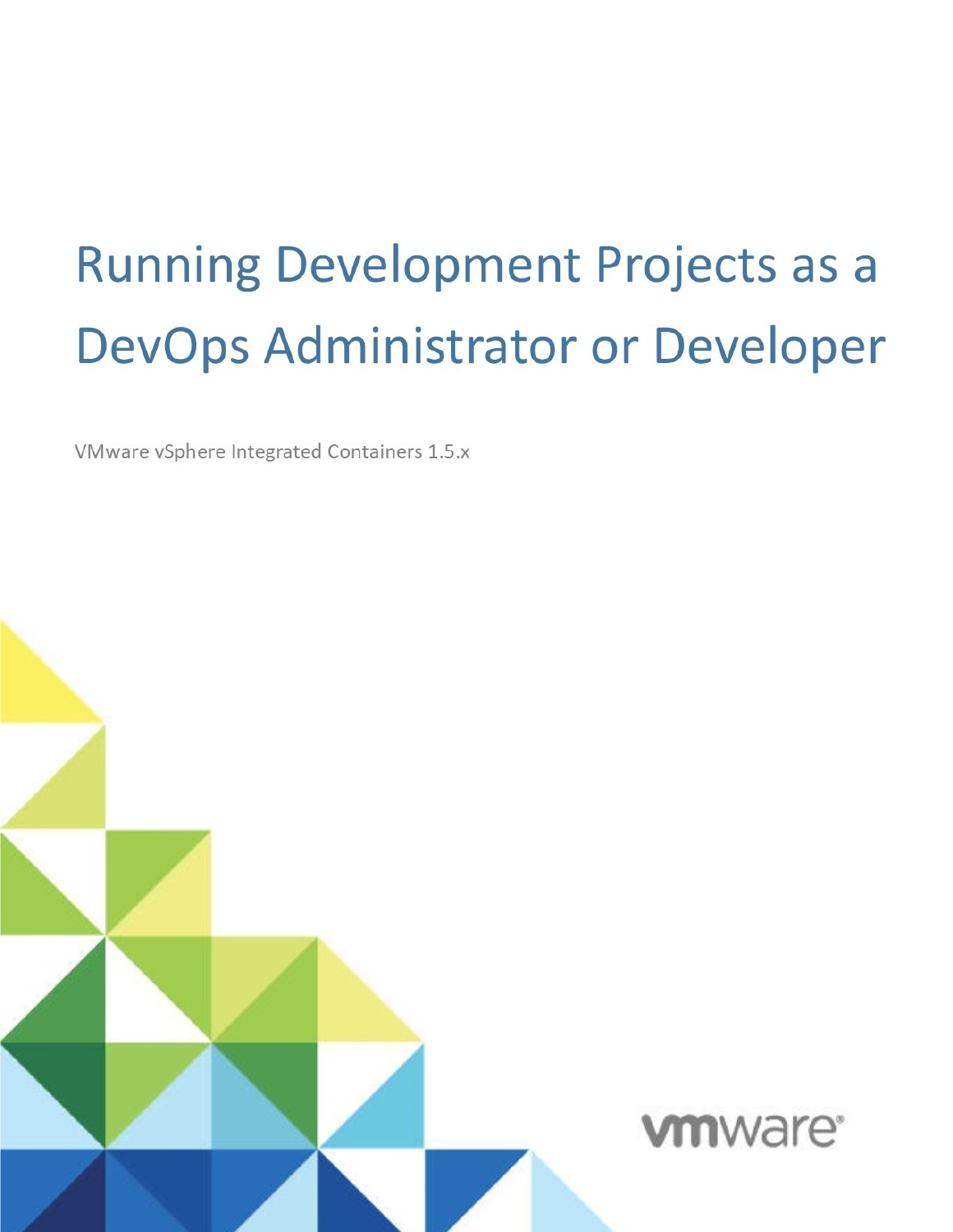# Running Development Projects as a DevOps Administrator or Developer

VMware vSphere Integrated Containers 1.5.x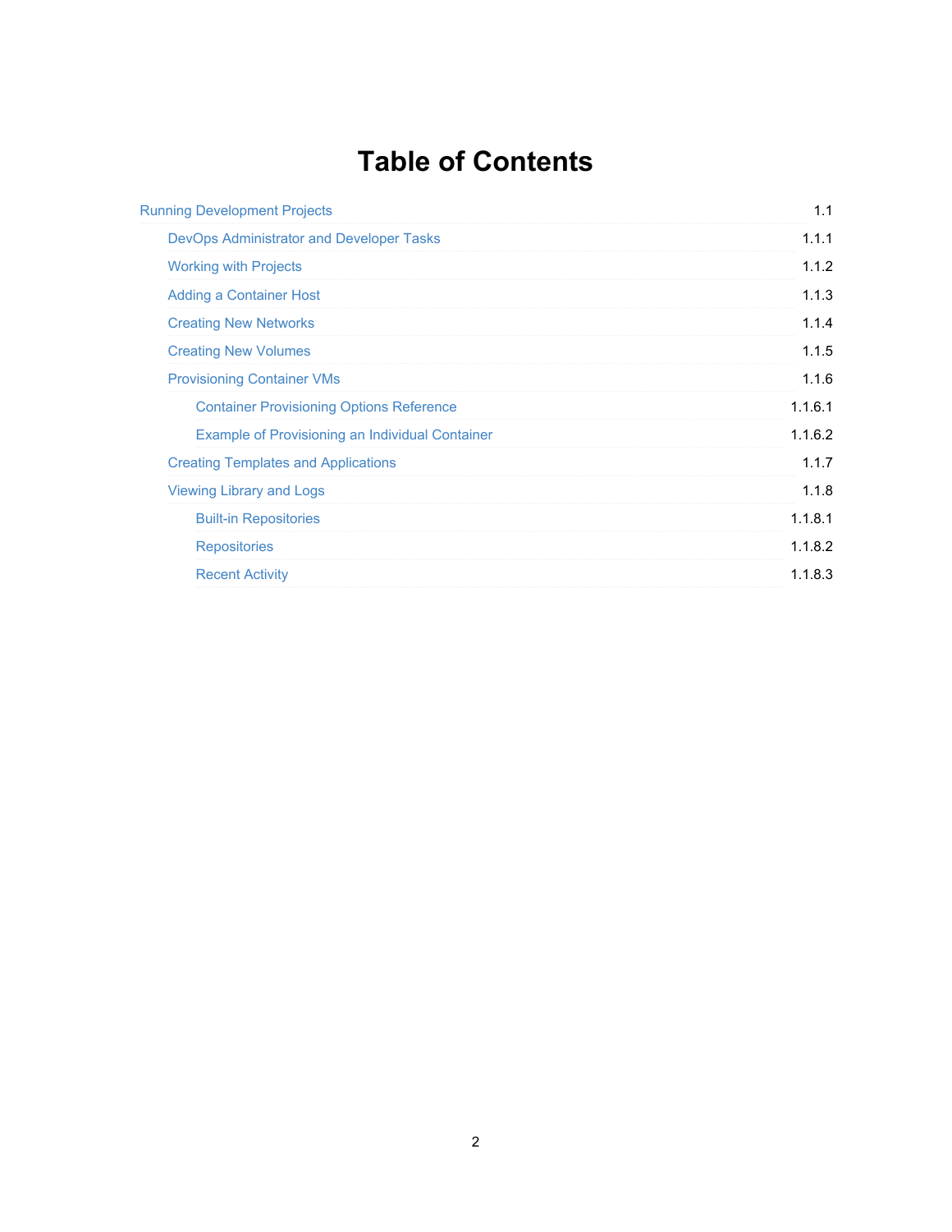# Table of Contents

- Running Development Projects 1.1
  - DevOps Administrator and Developer Tasks 1.1.1
  - Working with Projects 1.1.2
  - Adding a Container Host 1.1.3
  - Creating New Networks 1.1.4
  - Creating New Volumes 1.1.5
  - Provisioning Container VMs 1.1.6
    - Container Provisioning Options Reference 1.1.6.1
    - Example of Provisioning an Individual Container 1.1.6.2
  - Creating Templates and Applications 1.1.7
  - Viewing Library and Logs 1.1.8
    - Built-in Repositories 1.1.8.1
    - Repositories 1.1.8.2
    - Recent Activity 1.1.8.3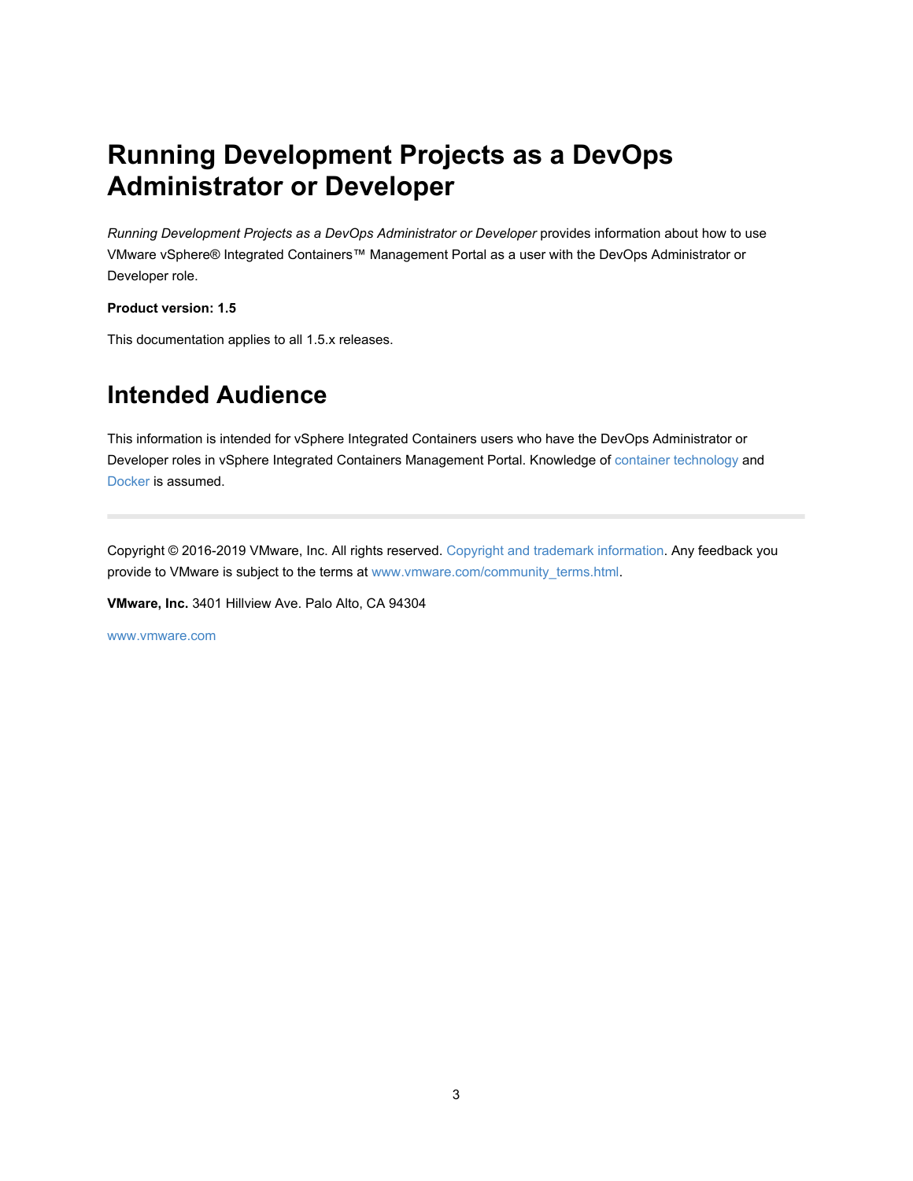# Running Development Projects as a DevOps Administrator or Developer

*Running Development Projects as a DevOps Administrator or Developer* provides information about how to use VMware vSphere® Integrated Containers™ Management Portal as a user with the DevOps Administrator or Developer role.

**Product version: 1.5**

This documentation applies to all 1.5.x releases.

# Intended Audience

This information is intended for vSphere Integrated Containers users who have the DevOps Administrator or Developer roles in vSphere Integrated Containers Management Portal. Knowledge of container technology and Docker is assumed.

---

Copyright © 2016-2019 VMware, Inc. All rights reserved. Copyright and trademark information. Any feedback you provide to VMware is subject to the terms at www.vmware.com/community_terms.html.

**VMware, Inc.** 3401 Hillview Ave. Palo Alto, CA 94304

www.vmware.com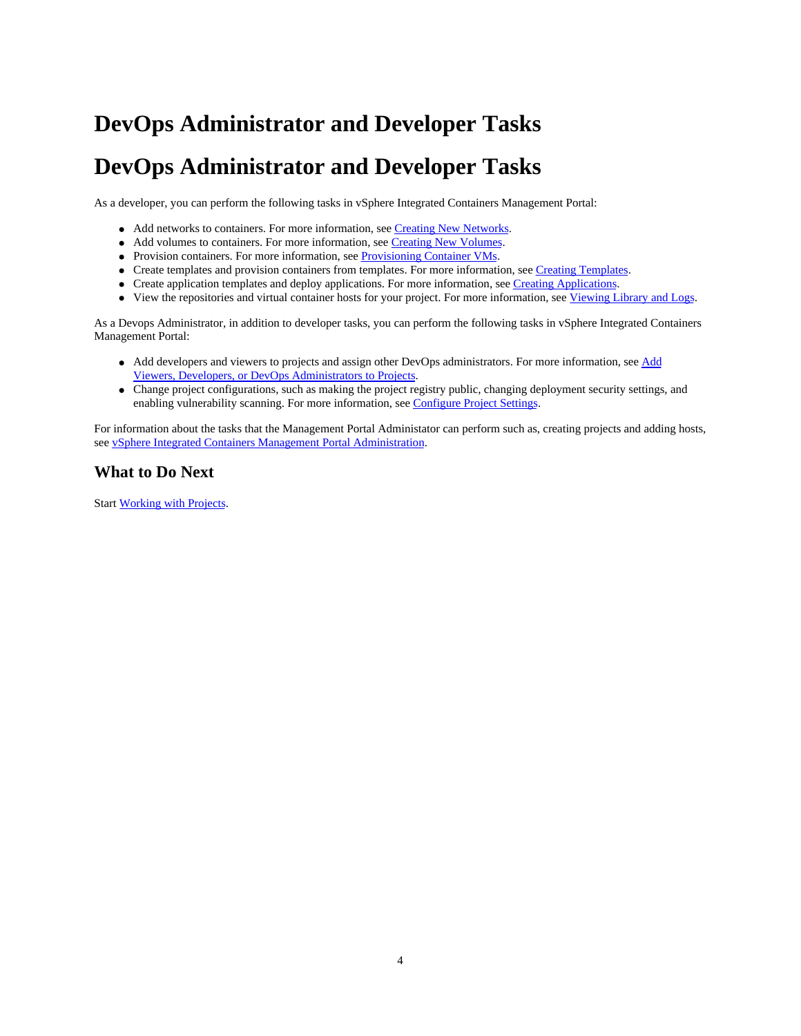# DevOps Administrator and Developer Tasks

# DevOps Administrator and Developer Tasks

As a developer, you can perform the following tasks in vSphere Integrated Containers Management Portal:

- Add networks to containers. For more information, see Creating New Networks.
- Add volumes to containers. For more information, see Creating New Volumes.
- Provision containers. For more information, see Provisioning Container VMs.
- Create templates and provision containers from templates. For more information, see Creating Templates.
- Create application templates and deploy applications. For more information, see Creating Applications.
- View the repositories and virtual container hosts for your project. For more information, see Viewing Library and Logs.

As a Devops Administrator, in addition to developer tasks, you can perform the following tasks in vSphere Integrated Containers Management Portal:

- Add developers and viewers to projects and assign other DevOps administrators. For more information, see Add Viewers, Developers, or DevOps Administrators to Projects.
- Change project configurations, such as making the project registry public, changing deployment security settings, and enabling vulnerability scanning. For more information, see Configure Project Settings.

For information about the tasks that the Management Portal Administator can perform such as, creating projects and adding hosts, see vSphere Integrated Containers Management Portal Administration.

## What to Do Next

Start Working with Projects.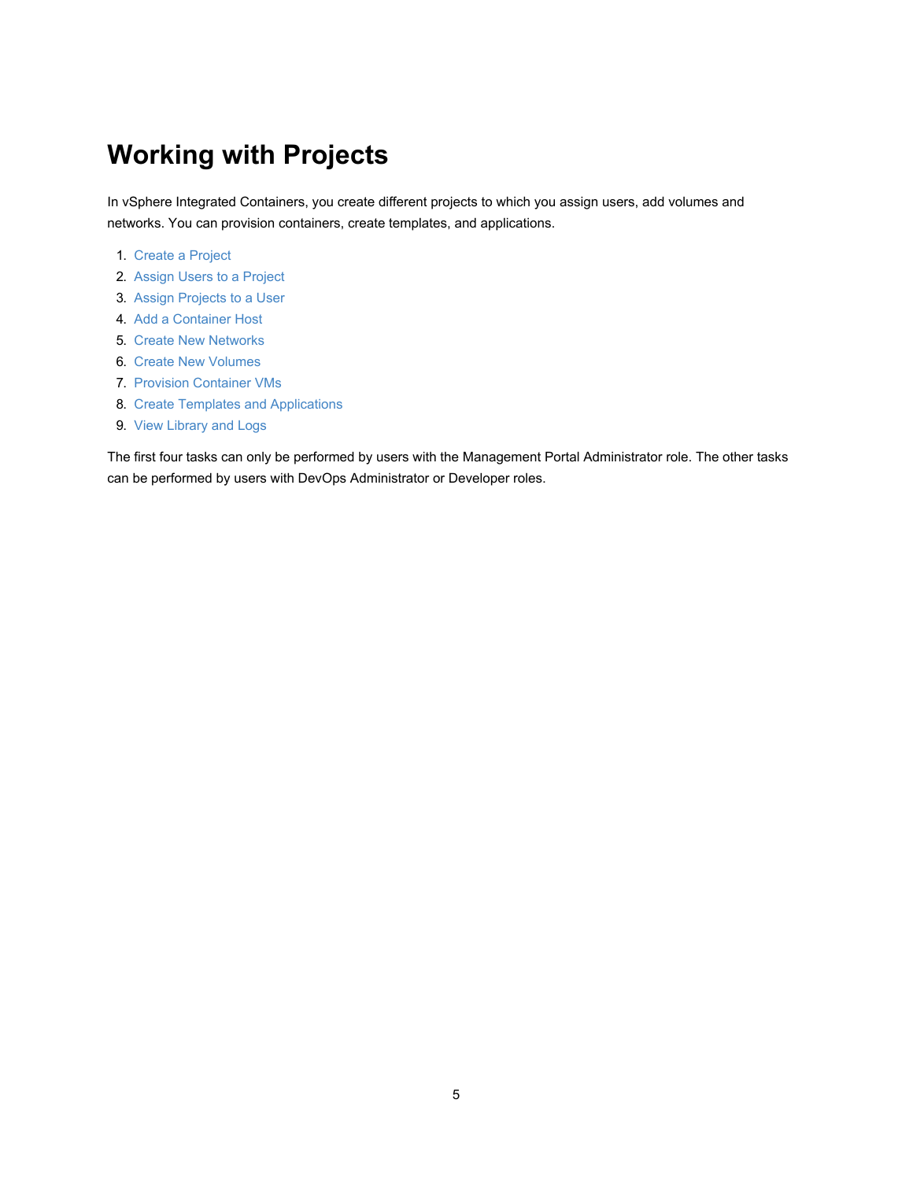# Working with Projects

In vSphere Integrated Containers, you create different projects to which you assign users, add volumes and networks. You can provision containers, create templates, and applications.

1. Create a Project
2. Assign Users to a Project
3. Assign Projects to a User
4. Add a Container Host
5. Create New Networks
6. Create New Volumes
7. Provision Container VMs
8. Create Templates and Applications
9. View Library and Logs

The first four tasks can only be performed by users with the Management Portal Administrator role. The other tasks can be performed by users with DevOps Administrator or Developer roles.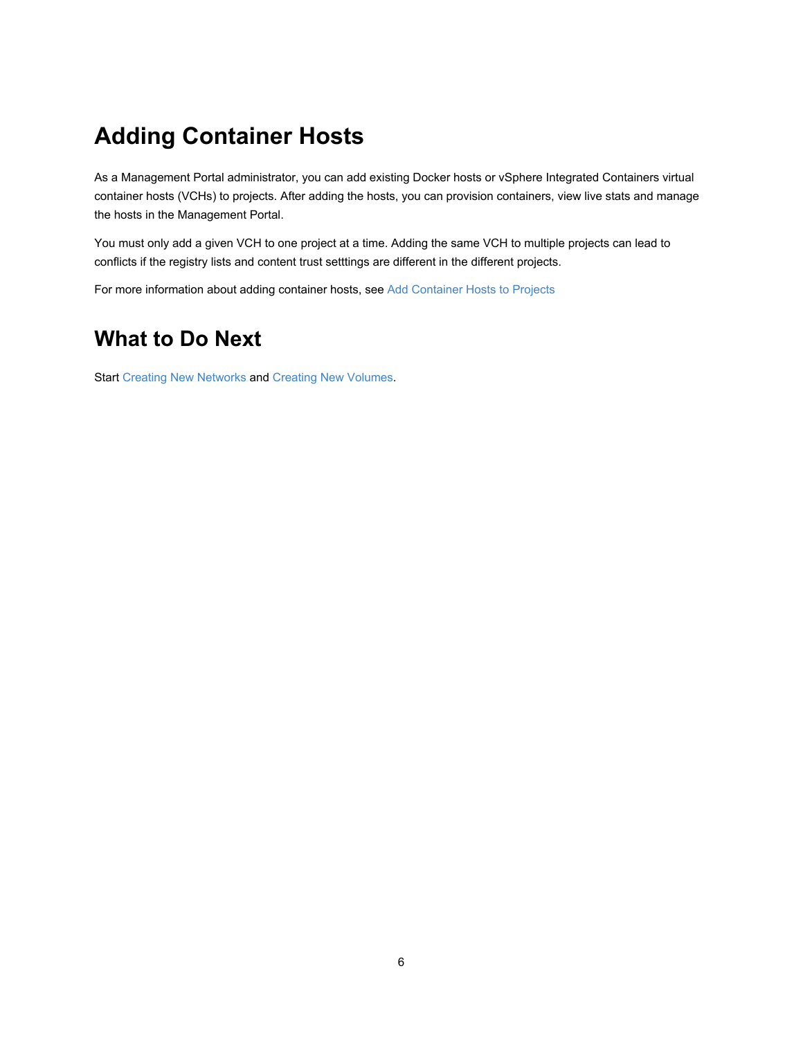# Adding Container Hosts

As a Management Portal administrator, you can add existing Docker hosts or vSphere Integrated Containers virtual container hosts (VCHs) to projects. After adding the hosts, you can provision containers, view live stats and manage the hosts in the Management Portal.

You must only add a given VCH to one project at a time. Adding the same VCH to multiple projects can lead to conflicts if the registry lists and content trust setttings are different in the different projects.

For more information about adding container hosts, see Add Container Hosts to Projects

# What to Do Next

Start Creating New Networks and Creating New Volumes.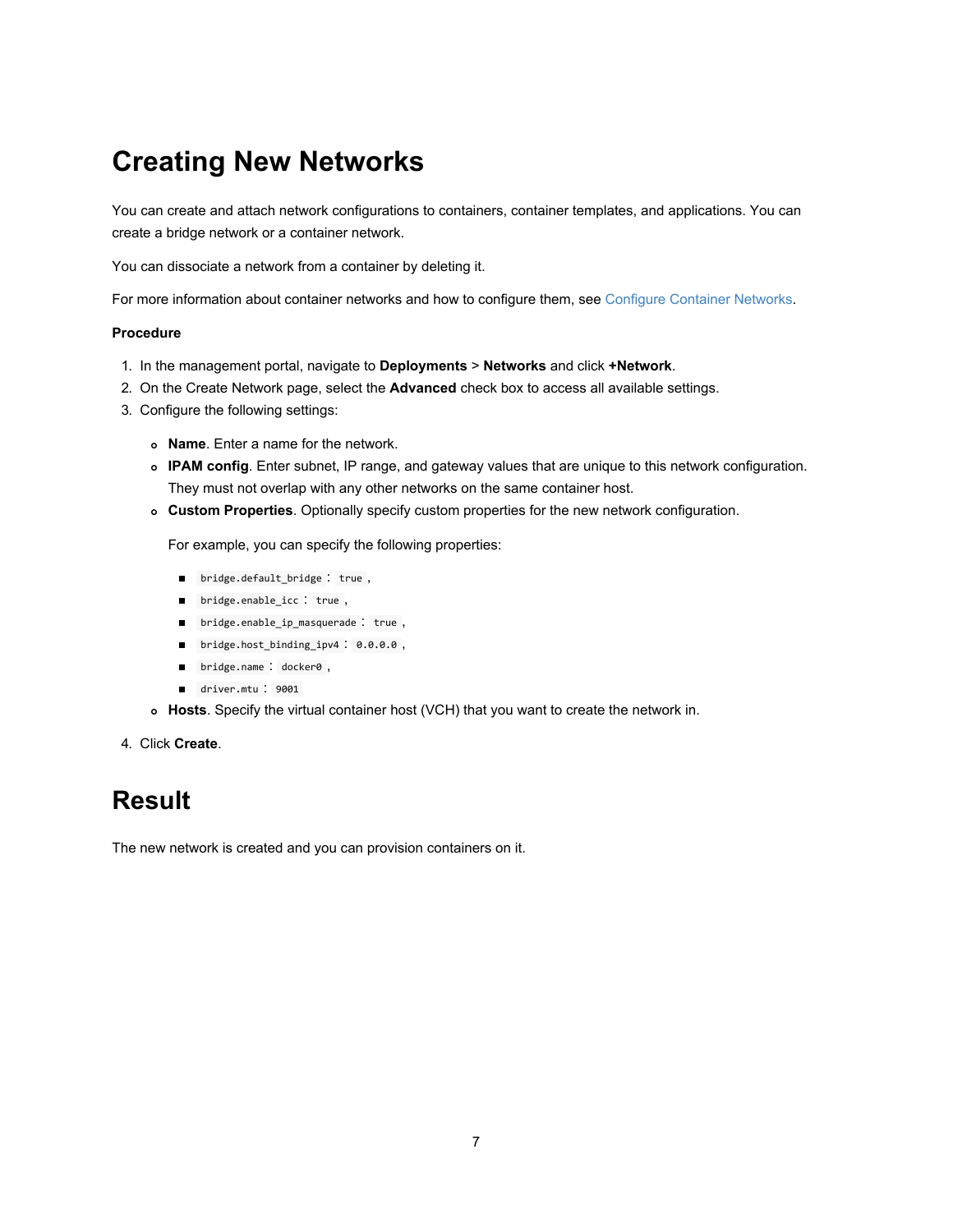# Creating New Networks

You can create and attach network configurations to containers, container templates, and applications. You can create a bridge network or a container network.

You can dissociate a network from a container by deleting it.

For more information about container networks and how to configure them, see Configure Container Networks.

**Procedure**

1. In the management portal, navigate to **Deployments** > **Networks** and click **+Network**.
2. On the Create Network page, select the **Advanced** check box to access all available settings.
3. Configure the following settings:
   - **Name**. Enter a name for the network.
   - **IPAM config**. Enter subnet, IP range, and gateway values that are unique to this network configuration. They must not overlap with any other networks on the same container host.
   - **Custom Properties**. Optionally specify custom properties for the new network configuration.

     For example, you can specify the following properties:

     - `bridge.default_bridge` : `true` ,
     - `bridge.enable_icc` : `true` ,
     - `bridge.enable_ip_masquerade` : `true` ,
     - `bridge.host_binding_ipv4` : `0.0.0.0` ,
     - `bridge.name` : `docker0` ,
     - `driver.mtu` : `9001`
   - **Hosts**. Specify the virtual container host (VCH) that you want to create the network in.
4. Click **Create**.

# Result

The new network is created and you can provision containers on it.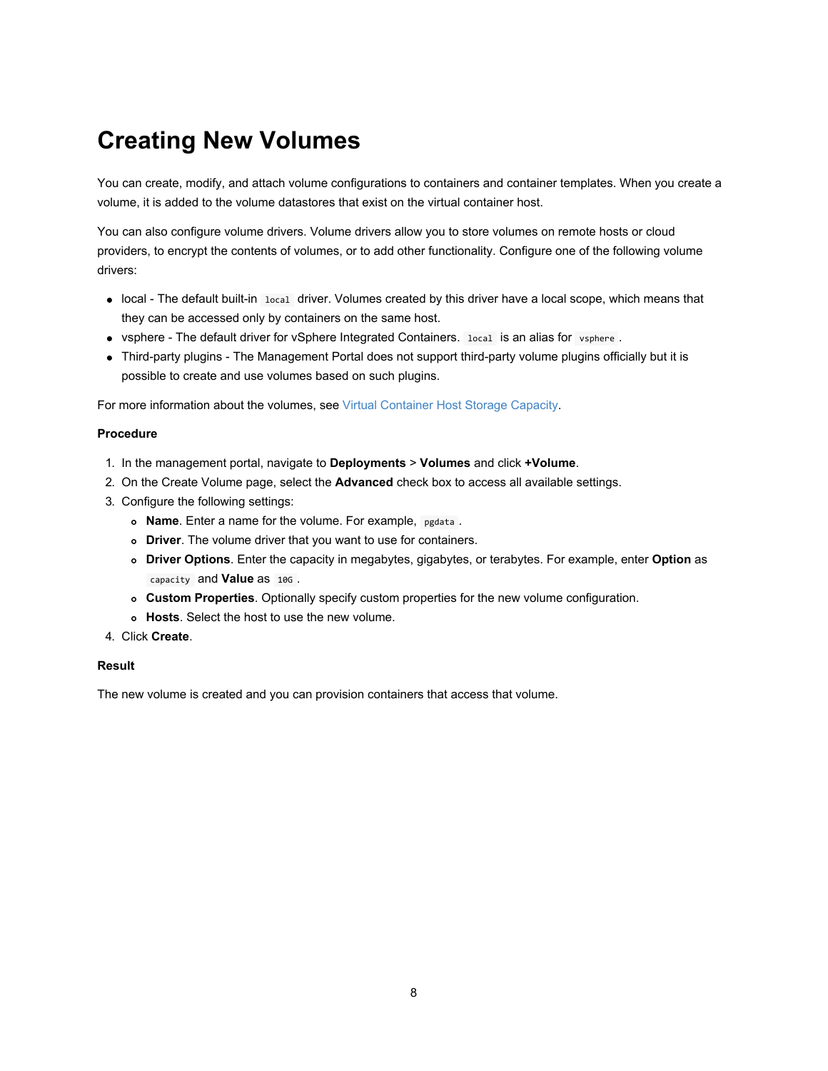# Creating New Volumes

You can create, modify, and attach volume configurations to containers and container templates. When you create a volume, it is added to the volume datastores that exist on the virtual container host.

You can also configure volume drivers. Volume drivers allow you to store volumes on remote hosts or cloud providers, to encrypt the contents of volumes, or to add other functionality. Configure one of the following volume drivers:

- local - The default built-in `local` driver. Volumes created by this driver have a local scope, which means that they can be accessed only by containers on the same host.
- vsphere - The default driver for vSphere Integrated Containers. `local` is an alias for `vsphere`.
- Third-party plugins - The Management Portal does not support third-party volume plugins officially but it is possible to create and use volumes based on such plugins.

For more information about the volumes, see Virtual Container Host Storage Capacity.

**Procedure**

1. In the management portal, navigate to **Deployments** > **Volumes** and click **+Volume**.
2. On the Create Volume page, select the **Advanced** check box to access all available settings.
3. Configure the following settings:
   - **Name**. Enter a name for the volume. For example, `pgdata`.
   - **Driver**. The volume driver that you want to use for containers.
   - **Driver Options**. Enter the capacity in megabytes, gigabytes, or terabytes. For example, enter **Option** as `capacity` and **Value** as `10G`.
   - **Custom Properties**. Optionally specify custom properties for the new volume configuration.
   - **Hosts**. Select the host to use the new volume.
4. Click **Create**.

**Result**

The new volume is created and you can provision containers that access that volume.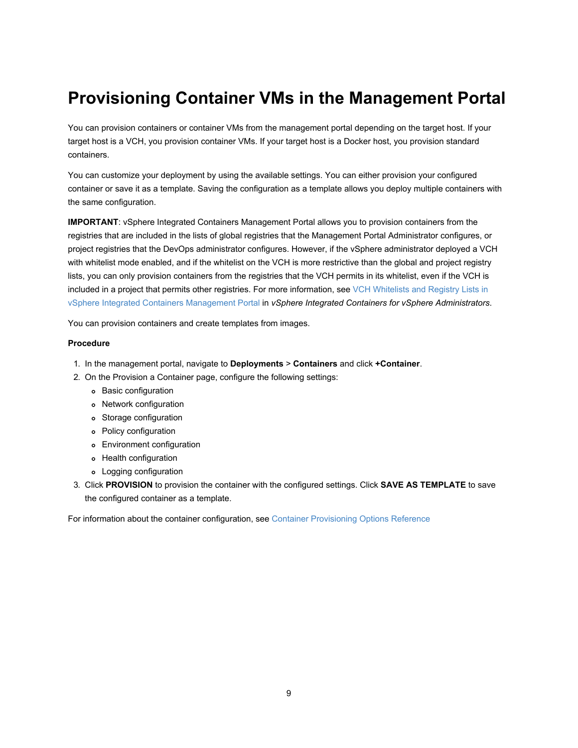# Provisioning Container VMs in the Management Portal

You can provision containers or container VMs from the management portal depending on the target host. If your target host is a VCH, you provision container VMs. If your target host is a Docker host, you provision standard containers.

You can customize your deployment by using the available settings. You can either provision your configured container or save it as a template. Saving the configuration as a template allows you deploy multiple containers with the same configuration.

**IMPORTANT**: vSphere Integrated Containers Management Portal allows you to provision containers from the registries that are included in the lists of global registries that the Management Portal Administrator configures, or project registries that the DevOps administrator configures. However, if the vSphere administrator deployed a VCH with whitelist mode enabled, and if the whitelist on the VCH is more restrictive than the global and project registry lists, you can only provision containers from the registries that the VCH permits in its whitelist, even if the VCH is included in a project that permits other registries. For more information, see VCH Whitelists and Registry Lists in vSphere Integrated Containers Management Portal in *vSphere Integrated Containers for vSphere Administrators*.

You can provision containers and create templates from images.

**Procedure**

1. In the management portal, navigate to **Deployments** > **Containers** and click **+Container**.
2. On the Provision a Container page, configure the following settings:
   - Basic configuration
   - Network configuration
   - Storage configuration
   - Policy configuration
   - Environment configuration
   - Health configuration
   - Logging configuration
3. Click **PROVISION** to provision the container with the configured settings. Click **SAVE AS TEMPLATE** to save the configured container as a template.

For information about the container configuration, see Container Provisioning Options Reference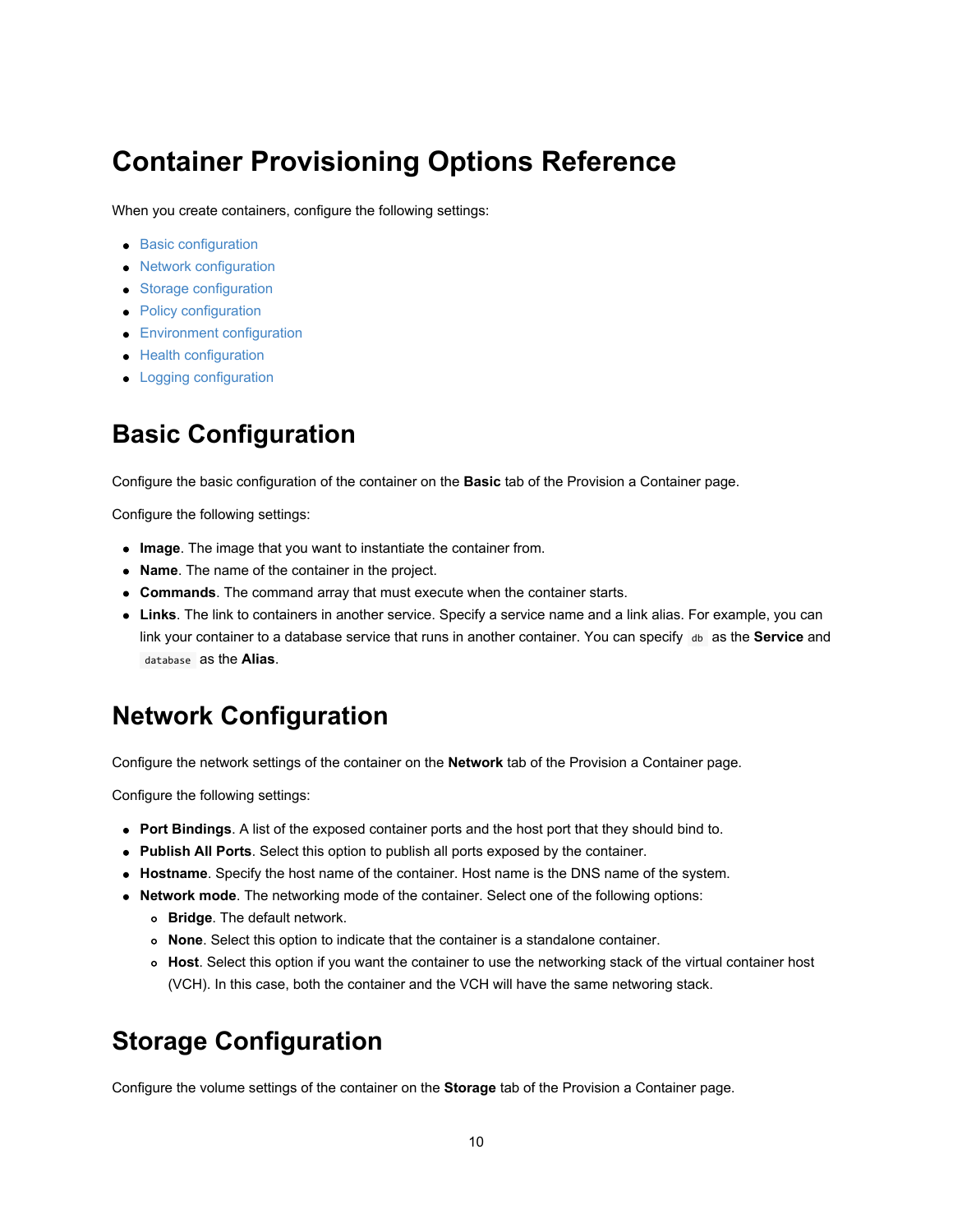# Container Provisioning Options Reference

When you create containers, configure the following settings:

- Basic configuration
- Network configuration
- Storage configuration
- Policy configuration
- Environment configuration
- Health configuration
- Logging configuration

# Basic Configuration

Configure the basic configuration of the container on the **Basic** tab of the Provision a Container page.

Configure the following settings:

- **Image**. The image that you want to instantiate the container from.
- **Name**. The name of the container in the project.
- **Commands**. The command array that must execute when the container starts.
- **Links**. The link to containers in another service. Specify a service name and a link alias. For example, you can link your container to a database service that runs in another container. You can specify `db` as the **Service** and `database` as the **Alias**.

# Network Configuration

Configure the network settings of the container on the **Network** tab of the Provision a Container page.

Configure the following settings:

- **Port Bindings**. A list of the exposed container ports and the host port that they should bind to.
- **Publish All Ports**. Select this option to publish all ports exposed by the container.
- **Hostname**. Specify the host name of the container. Host name is the DNS name of the system.
- **Network mode**. The networking mode of the container. Select one of the following options:
  - **Bridge**. The default network.
  - **None**. Select this option to indicate that the container is a standalone container.
  - **Host**. Select this option if you want the container to use the networking stack of the virtual container host (VCH). In this case, both the container and the VCH will have the same networing stack.

# Storage Configuration

Configure the volume settings of the container on the **Storage** tab of the Provision a Container page.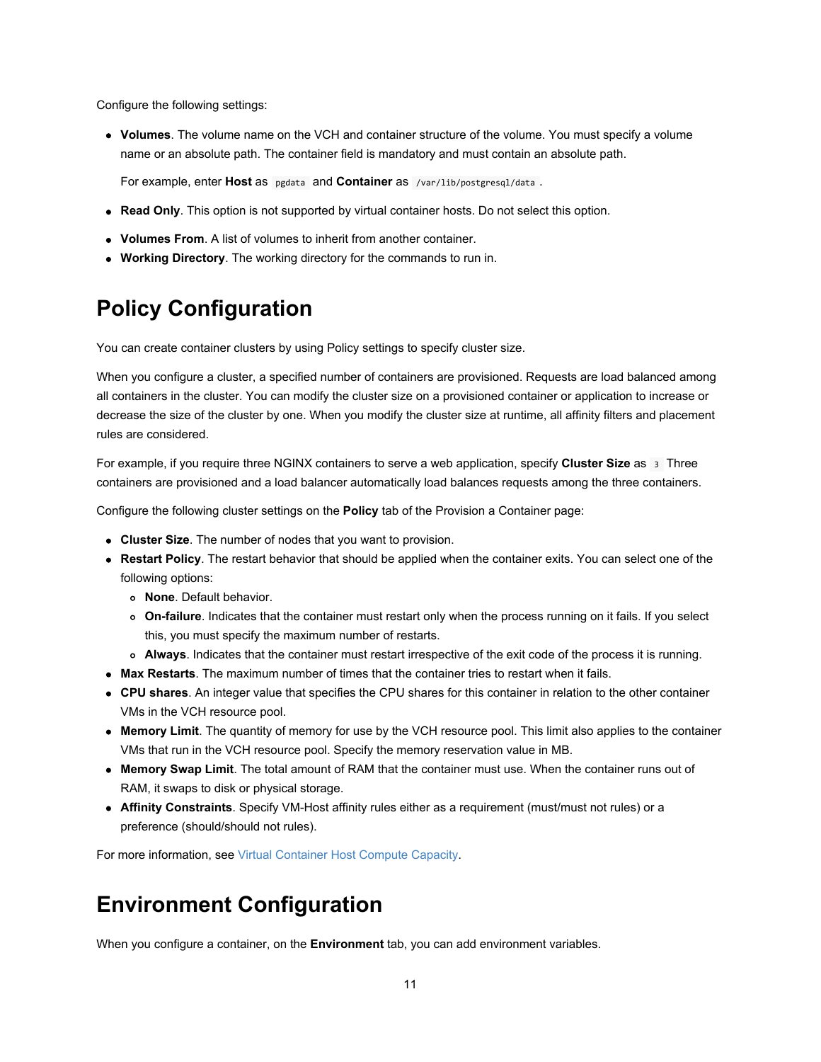Configure the following settings:

- **Volumes**. The volume name on the VCH and container structure of the volume. You must specify a volume name or an absolute path. The container field is mandatory and must contain an absolute path.

  For example, enter **Host** as `pgdata` and **Container** as `/var/lib/postgresql/data`.

- **Read Only**. This option is not supported by virtual container hosts. Do not select this option.
- **Volumes From**. A list of volumes to inherit from another container.
- **Working Directory**. The working directory for the commands to run in.

# Policy Configuration

You can create container clusters by using Policy settings to specify cluster size.

When you configure a cluster, a specified number of containers are provisioned. Requests are load balanced among all containers in the cluster. You can modify the cluster size on a provisioned container or application to increase or decrease the size of the cluster by one. When you modify the cluster size at runtime, all affinity filters and placement rules are considered.

For example, if you require three NGINX containers to serve a web application, specify **Cluster Size** as `3` Three containers are provisioned and a load balancer automatically load balances requests among the three containers.

Configure the following cluster settings on the **Policy** tab of the Provision a Container page:

- **Cluster Size**. The number of nodes that you want to provision.
- **Restart Policy**. The restart behavior that should be applied when the container exits. You can select one of the following options:
  - **None**. Default behavior.
  - **On-failure**. Indicates that the container must restart only when the process running on it fails. If you select this, you must specify the maximum number of restarts.
  - **Always**. Indicates that the container must restart irrespective of the exit code of the process it is running.
- **Max Restarts**. The maximum number of times that the container tries to restart when it fails.
- **CPU shares**. An integer value that specifies the CPU shares for this container in relation to the other container VMs in the VCH resource pool.
- **Memory Limit**. The quantity of memory for use by the VCH resource pool. This limit also applies to the container VMs that run in the VCH resource pool. Specify the memory reservation value in MB.
- **Memory Swap Limit**. The total amount of RAM that the container must use. When the container runs out of RAM, it swaps to disk or physical storage.
- **Affinity Constraints**. Specify VM-Host affinity rules either as a requirement (must/must not rules) or a preference (should/should not rules).

For more information, see Virtual Container Host Compute Capacity.

# Environment Configuration

When you configure a container, on the **Environment** tab, you can add environment variables.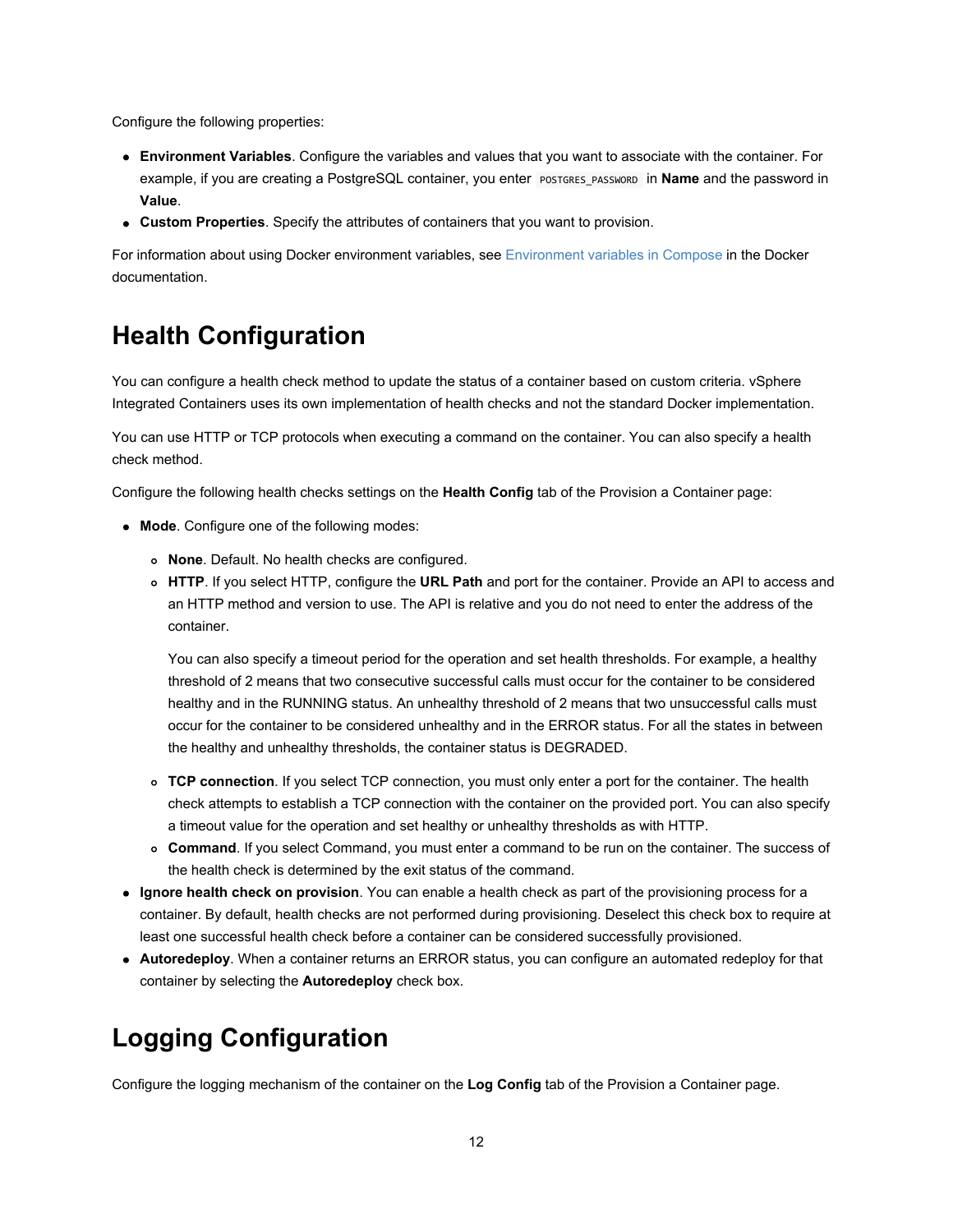Configure the following properties:

- **Environment Variables**. Configure the variables and values that you want to associate with the container. For example, if you are creating a PostgreSQL container, you enter `POSTGRES_PASSWORD` in **Name** and the password in **Value**.
- **Custom Properties**. Specify the attributes of containers that you want to provision.

For information about using Docker environment variables, see Environment variables in Compose in the Docker documentation.

# Health Configuration

You can configure a health check method to update the status of a container based on custom criteria. vSphere Integrated Containers uses its own implementation of health checks and not the standard Docker implementation.

You can use HTTP or TCP protocols when executing a command on the container. You can also specify a health check method.

Configure the following health checks settings on the **Health Config** tab of the Provision a Container page:

- **Mode**. Configure one of the following modes:
  - **None**. Default. No health checks are configured.
  - **HTTP**. If you select HTTP, configure the **URL Path** and port for the container. Provide an API to access and an HTTP method and version to use. The API is relative and you do not need to enter the address of the container.

    You can also specify a timeout period for the operation and set health thresholds. For example, a healthy threshold of 2 means that two consecutive successful calls must occur for the container to be considered healthy and in the RUNNING status. An unhealthy threshold of 2 means that two unsuccessful calls must occur for the container to be considered unhealthy and in the ERROR status. For all the states in between the healthy and unhealthy thresholds, the container status is DEGRADED.

  - **TCP connection**. If you select TCP connection, you must only enter a port for the container. The health check attempts to establish a TCP connection with the container on the provided port. You can also specify a timeout value for the operation and set healthy or unhealthy thresholds as with HTTP.
  - **Command**. If you select Command, you must enter a command to be run on the container. The success of the health check is determined by the exit status of the command.
- **Ignore health check on provision**. You can enable a health check as part of the provisioning process for a container. By default, health checks are not performed during provisioning. Deselect this check box to require at least one successful health check before a container can be considered successfully provisioned.
- **Autoredeploy**. When a container returns an ERROR status, you can configure an automated redeploy for that container by selecting the **Autoredeploy** check box.

# Logging Configuration

Configure the logging mechanism of the container on the **Log Config** tab of the Provision a Container page.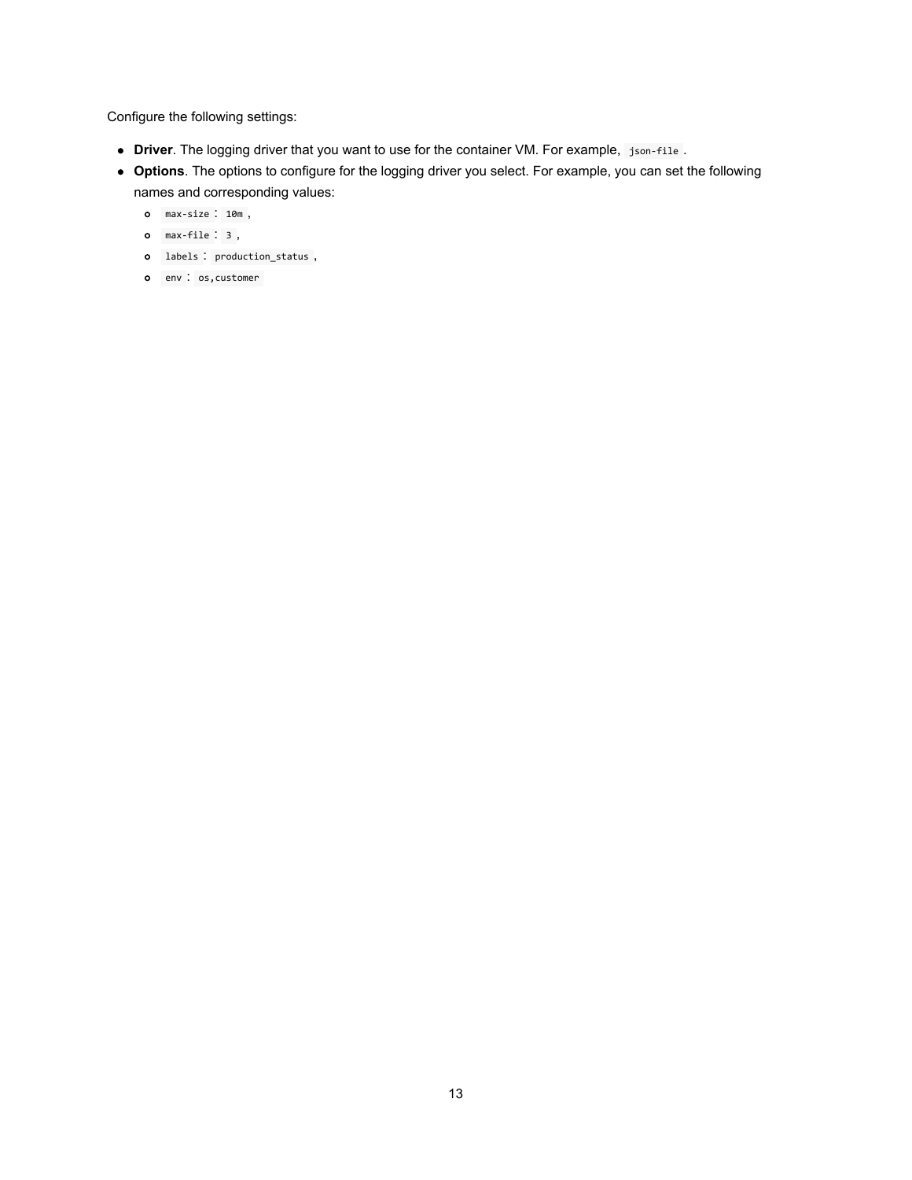Configure the following settings:

- **Driver**. The logging driver that you want to use for the container VM. For example, `json-file`.
- **Options**. The options to configure for the logging driver you select. For example, you can set the following names and corresponding values:
  - `max-size` : `10m`,
  - `max-file` : `3`,
  - `labels` : `production_status`,
  - `env` : `os,customer`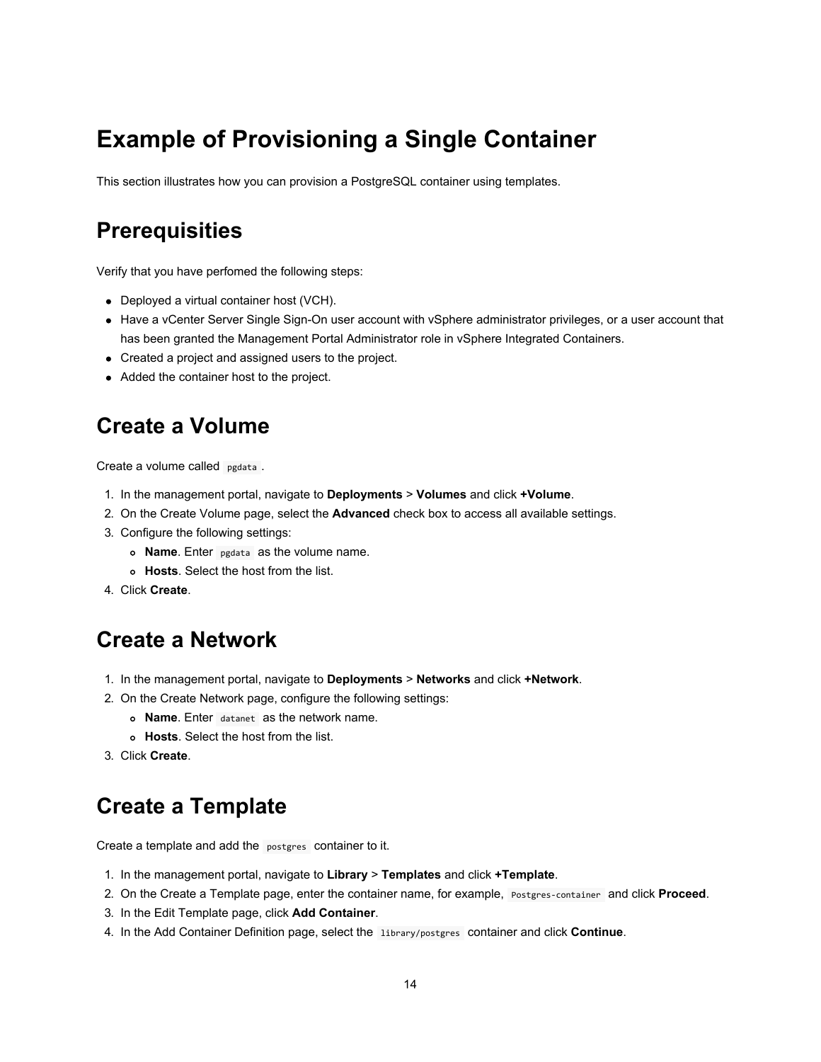# Example of Provisioning a Single Container

This section illustrates how you can provision a PostgreSQL container using templates.

# Prerequisities

Verify that you have perfomed the following steps:

- Deployed a virtual container host (VCH).
- Have a vCenter Server Single Sign-On user account with vSphere administrator privileges, or a user account that has been granted the Management Portal Administrator role in vSphere Integrated Containers.
- Created a project and assigned users to the project.
- Added the container host to the project.

# Create a Volume

Create a volume called `pgdata`.

1. In the management portal, navigate to **Deployments** > **Volumes** and click **+Volume**.
2. On the Create Volume page, select the **Advanced** check box to access all available settings.
3. Configure the following settings:
   - **Name**. Enter `pgdata` as the volume name.
   - **Hosts**. Select the host from the list.
4. Click **Create**.

# Create a Network

1. In the management portal, navigate to **Deployments** > **Networks** and click **+Network**.
2. On the Create Network page, configure the following settings:
   - **Name**. Enter `datanet` as the network name.
   - **Hosts**. Select the host from the list.
3. Click **Create**.

# Create a Template

Create a template and add the `postgres` container to it.

1. In the management portal, navigate to **Library** > **Templates** and click **+Template**.
2. On the Create a Template page, enter the container name, for example, `Postgres-container` and click **Proceed**.
3. In the Edit Template page, click **Add Container**.
4. In the Add Container Definition page, select the `library/postgres` container and click **Continue**.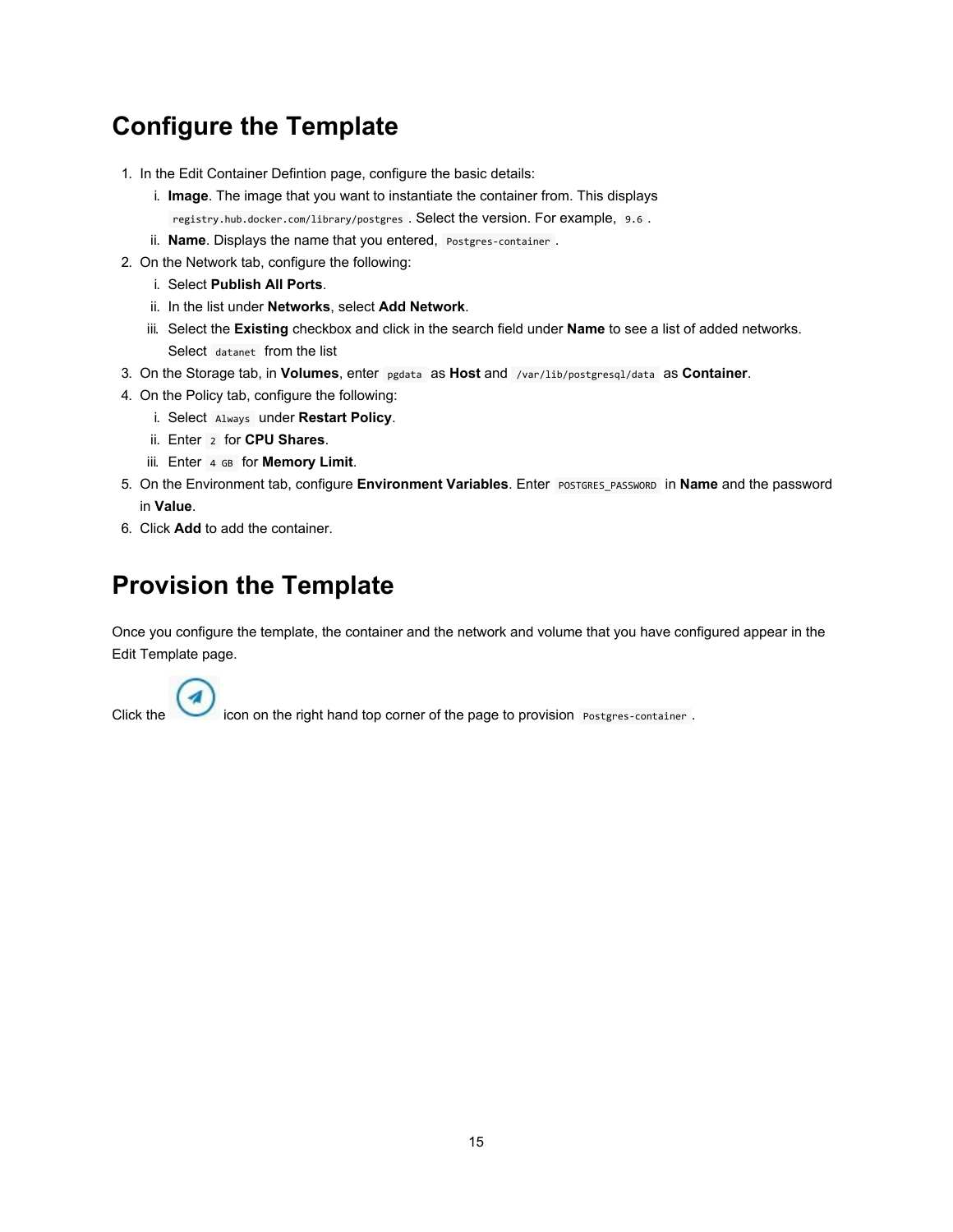## Configure the Template

1. In the Edit Container Defintion page, configure the basic details:
    1. **Image**. The image that you want to instantiate the container from. This displays `registry.hub.docker.com/library/postgres`. Select the version. For example, `9.6`.
    2. **Name**. Displays the name that you entered, `Postgres-container`.
2. On the Network tab, configure the following:
    1. Select **Publish All Ports**.
    2. In the list under **Networks**, select **Add Network**.
    3. Select the **Existing** checkbox and click in the search field under **Name** to see a list of added networks. Select `datanet` from the list
3. On the Storage tab, in **Volumes**, enter `pgdata` as **Host** and `/var/lib/postgresql/data` as **Container**.
4. On the Policy tab, configure the following:
    1. Select `Always` under **Restart Policy**.
    2. Enter `2` for **CPU Shares**.
    3. Enter `4 GB` for **Memory Limit**.
5. On the Environment tab, configure **Environment Variables**. Enter `POSTGRES_PASSWORD` in **Name** and the password in **Value**.
6. Click **Add** to add the container.

## Provision the Template

Once you configure the template, the container and the network and volume that you have configured appear in the Edit Template page.

Click the icon on the right hand top corner of the page to provision `Postgres-container`.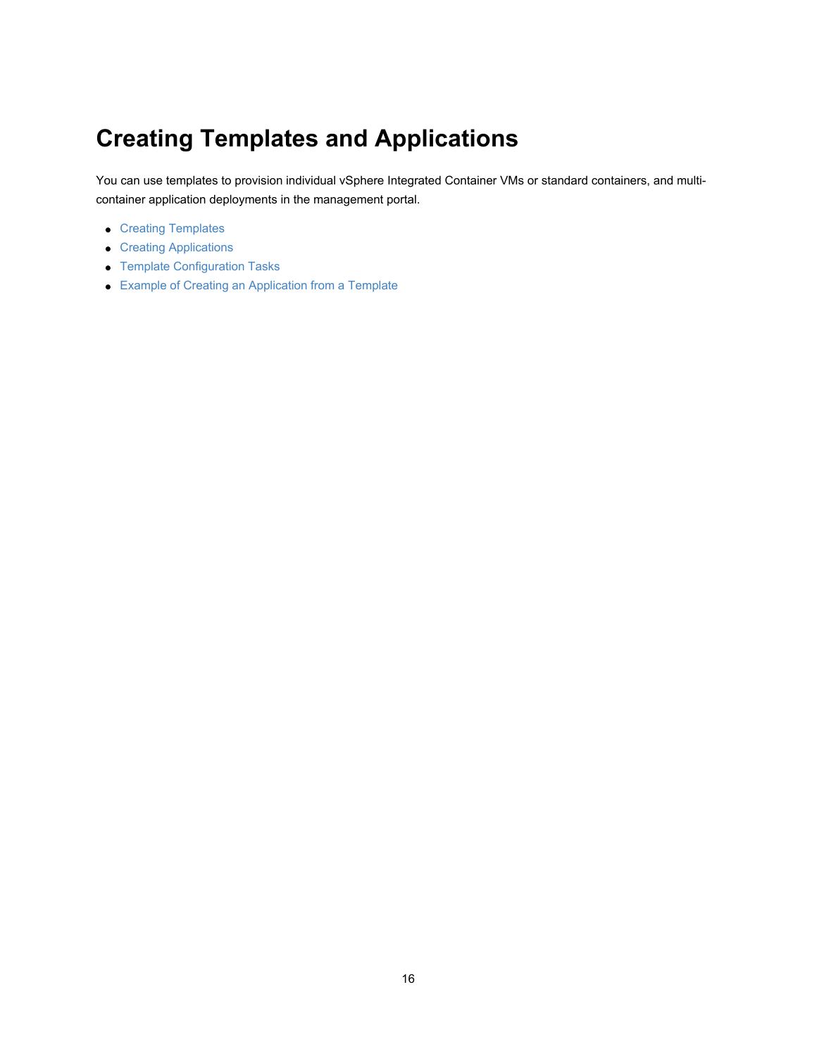# Creating Templates and Applications

You can use templates to provision individual vSphere Integrated Container VMs or standard containers, and multi-container application deployments in the management portal.

- Creating Templates
- Creating Applications
- Template Configuration Tasks
- Example of Creating an Application from a Template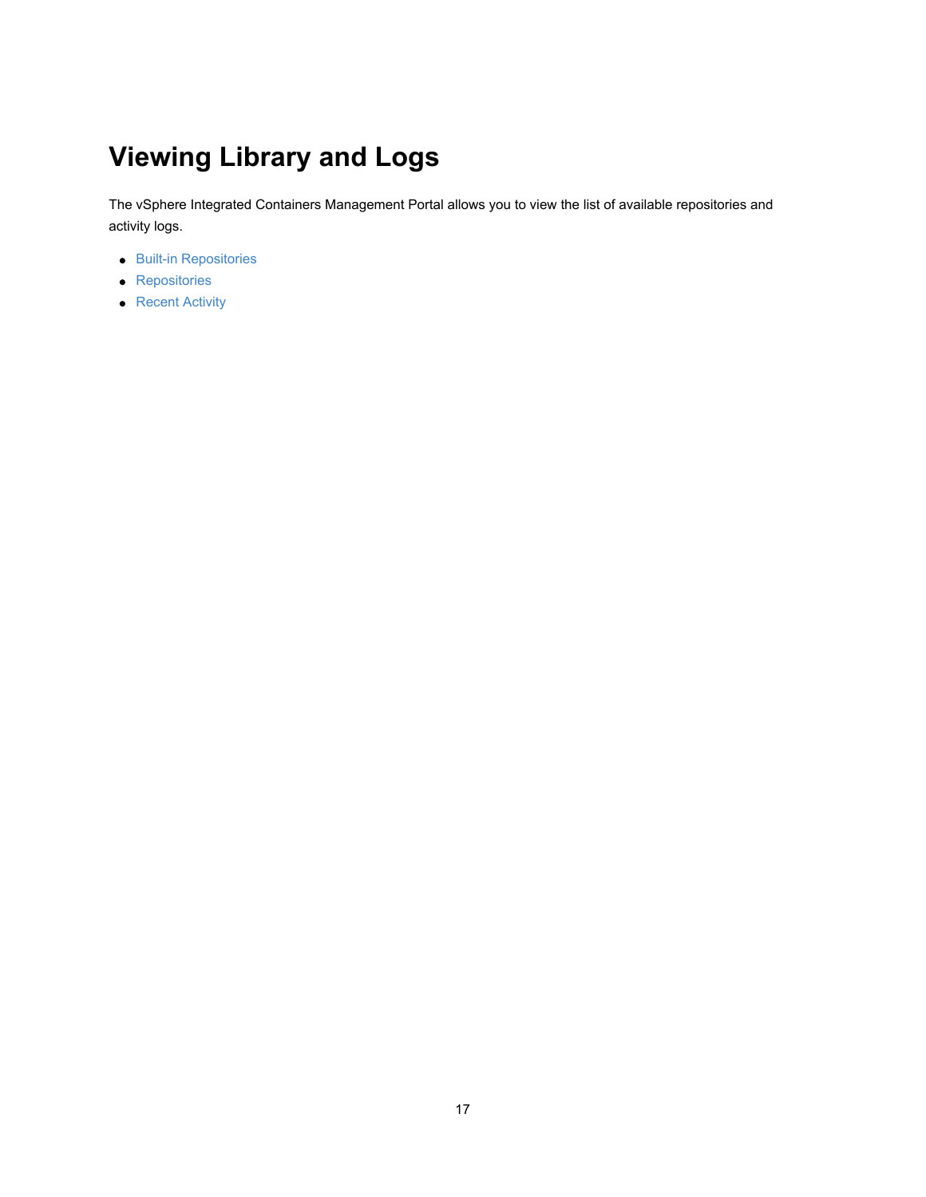# Viewing Library and Logs

The vSphere Integrated Containers Management Portal allows you to view the list of available repositories and activity logs.

- Built-in Repositories
- Repositories
- Recent Activity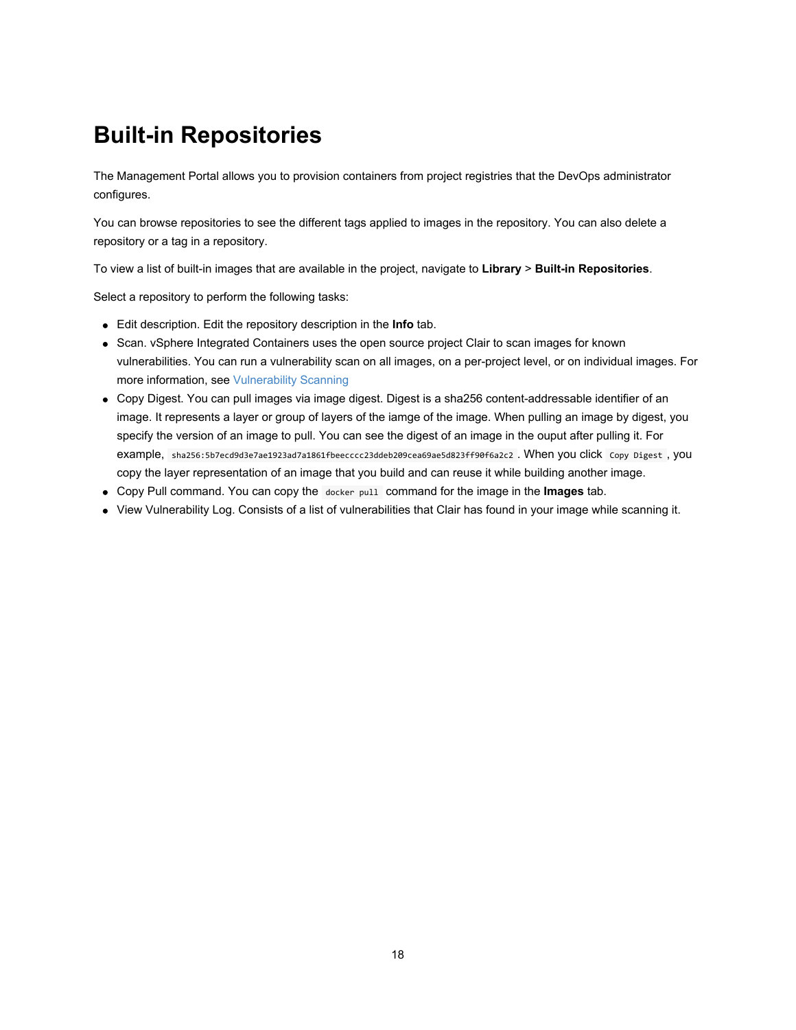# Built-in Repositories

The Management Portal allows you to provision containers from project registries that the DevOps administrator configures.

You can browse repositories to see the different tags applied to images in the repository. You can also delete a repository or a tag in a repository.

To view a list of built-in images that are available in the project, navigate to **Library** > **Built-in Repositories**.

Select a repository to perform the following tasks:

- Edit description. Edit the repository description in the **Info** tab.
- Scan. vSphere Integrated Containers uses the open source project Clair to scan images for known vulnerabilities. You can run a vulnerability scan on all images, on a per-project level, or on individual images. For more information, see Vulnerability Scanning
- Copy Digest. You can pull images via image digest. Digest is a sha256 content-addressable identifier of an image. It represents a layer or group of layers of the iamge of the image. When pulling an image by digest, you specify the version of an image to pull. You can see the digest of an image in the ouput after pulling it. For example, `sha256:5b7ecd9d3e7ae1923ad7a1861fbeecccc23ddeb209cea69ae5d823ff90f6a2c2`. When you click `Copy Digest`, you copy the layer representation of an image that you build and can reuse it while building another image.
- Copy Pull command. You can copy the `docker pull` command for the image in the **Images** tab.
- View Vulnerability Log. Consists of a list of vulnerabilities that Clair has found in your image while scanning it.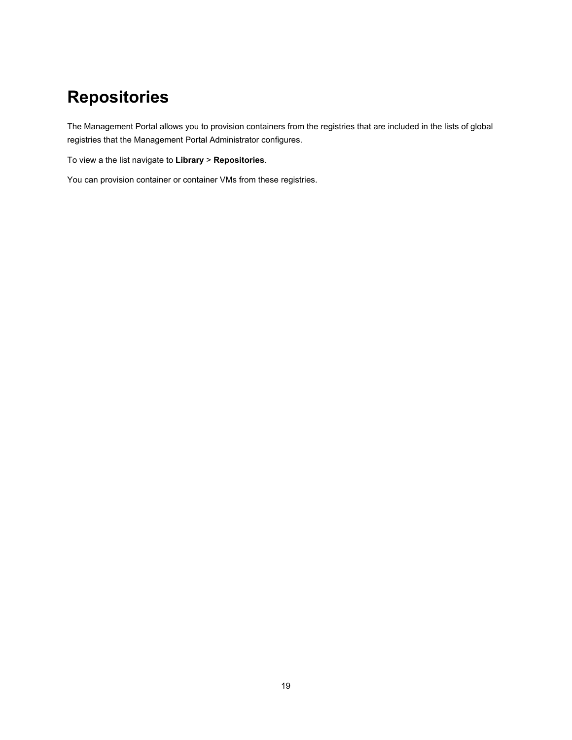# Repositories

The Management Portal allows you to provision containers from the registries that are included in the lists of global registries that the Management Portal Administrator configures.

To view a the list navigate to **Library** > **Repositories**.

You can provision container or container VMs from these registries.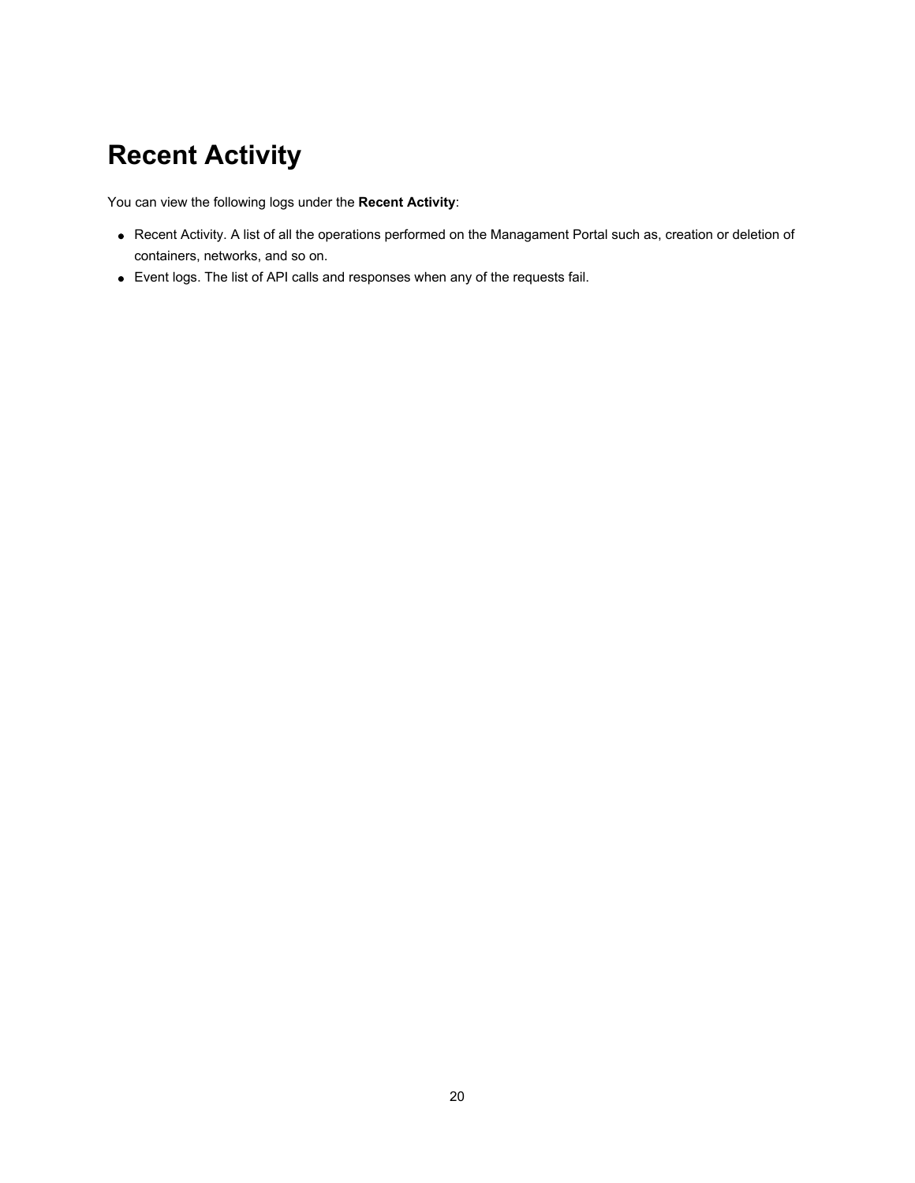# Recent Activity

You can view the following logs under the **Recent Activity**:

- Recent Activity. A list of all the operations performed on the Managament Portal such as, creation or deletion of containers, networks, and so on.
- Event logs. The list of API calls and responses when any of the requests fail.